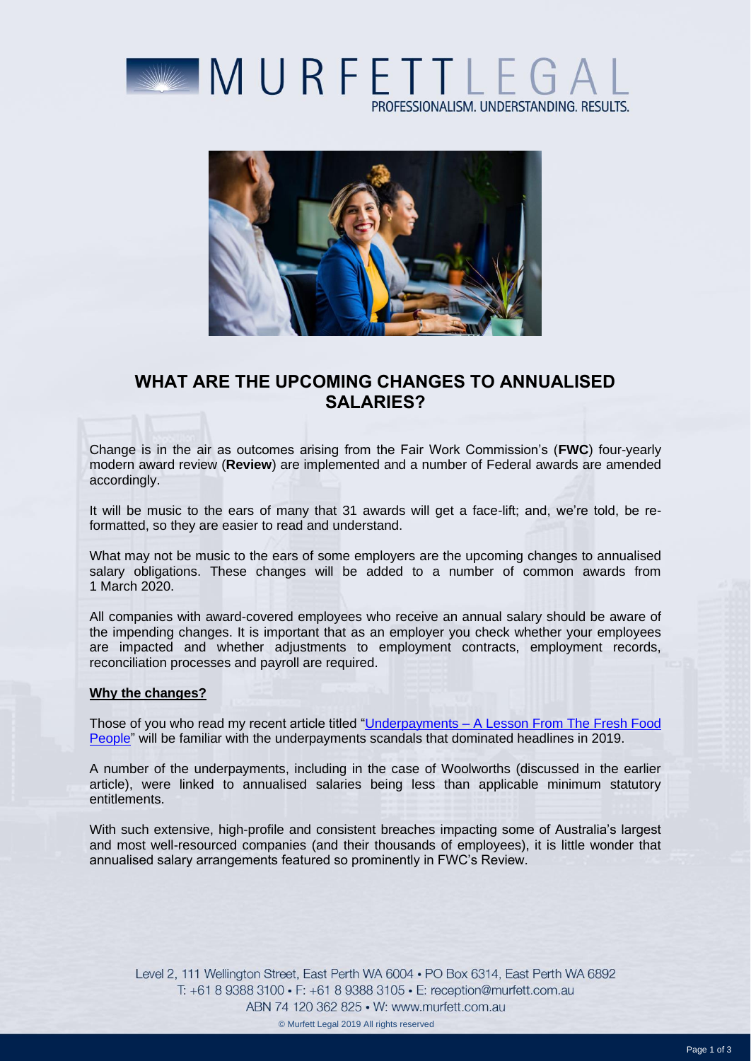# WHAT ARE THE UPCOMING CHANGES TO ANNUALISED SALARIES?

Change is in the air as outcomes arising from the Fair Work Commission's (**FWC**) four-yearly modern award review (**Review**) are implemented and a number of Federal awards are amended accordingly.

It will be music to the ears of many that 31 awards will get a face-lift; and, we're told, be re-formatted, so they are easier to read and understand.

What may not be music to the ears of some employers are the upcoming changes to annualised salary obligations. These changes will be added to a number of common awards from 1 March 2020.

All companies with award-covered employees who receive an annual salary should be aware of the impending changes. It is important that as an employer you check whether your employees are impacted and whether adjustments to employment contracts, employment records, reconciliation processes and payroll are required.

**Why the changes?**

Those of you who read my recent article titled "Underpayments – A Lesson From The Fresh Food People" will be familiar with the underpayments scandals that dominated headlines in 2019.

A number of the underpayments, including in the case of Woolworths (discussed in the earlier article), were linked to annualised salaries being less than applicable minimum statutory entitlements.

With such extensive, high-profile and consistent breaches impacting some of Australia's largest and most well-resourced companies (and their thousands of employees), it is little wonder that annualised salary arrangements featured so prominently in FWC's Review.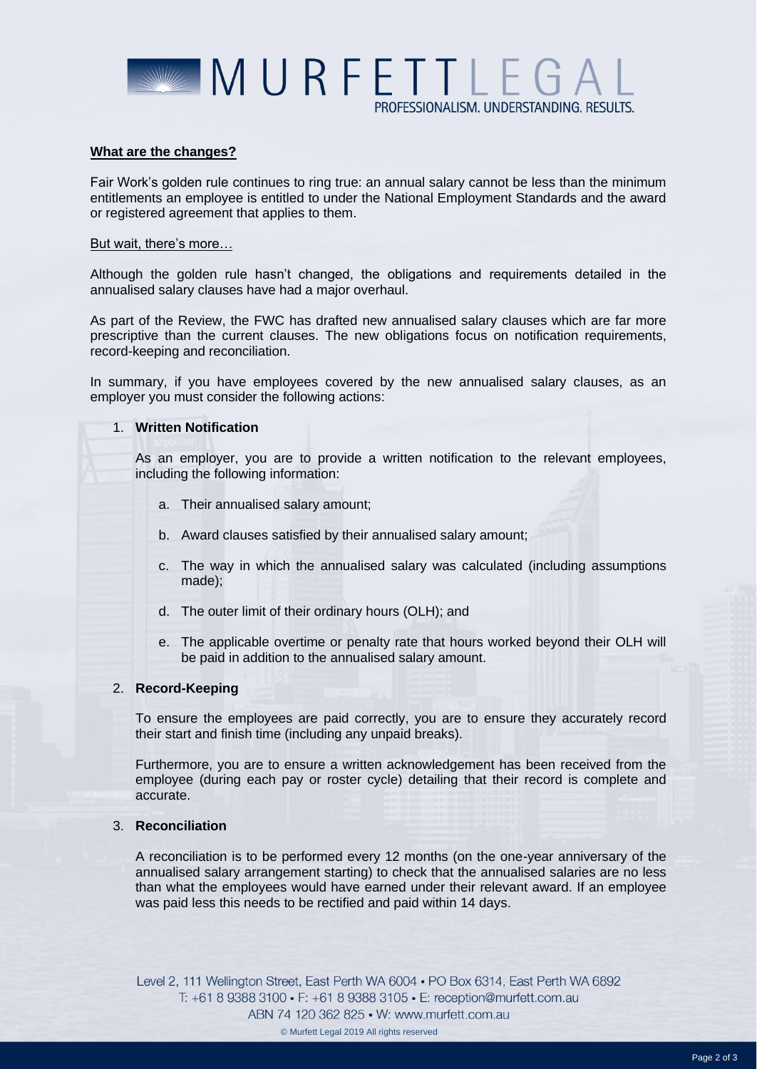**What are the changes?**

Fair Work's golden rule continues to ring true: an annual salary cannot be less than the minimum entitlements an employee is entitled to under the National Employment Standards and the award or registered agreement that applies to them.

But wait, there's more…

Although the golden rule hasn't changed, the obligations and requirements detailed in the annualised salary clauses have had a major overhaul.

As part of the Review, the FWC has drafted new annualised salary clauses which are far more prescriptive than the current clauses. The new obligations focus on notification requirements, record-keeping and reconciliation.

In summary, if you have employees covered by the new annualised salary clauses, as an employer you must consider the following actions:

1. **Written Notification**

   As an employer, you are to provide a written notification to the relevant employees, including the following information:

   a. Their annualised salary amount;

   b. Award clauses satisfied by their annualised salary amount;

   c. The way in which the annualised salary was calculated (including assumptions made);

   d. The outer limit of their ordinary hours (OLH); and

   e. The applicable overtime or penalty rate that hours worked beyond their OLH will be paid in addition to the annualised salary amount.

2. **Record-Keeping**

   To ensure the employees are paid correctly, you are to ensure they accurately record their start and finish time (including any unpaid breaks).

   Furthermore, you are to ensure a written acknowledgement has been received from the employee (during each pay or roster cycle) detailing that their record is complete and accurate.

3. **Reconciliation**

   A reconciliation is to be performed every 12 months (on the one-year anniversary of the annualised salary arrangement starting) to check that the annualised salaries are no less than what the employees would have earned under their relevant award. If an employee was paid less this needs to be rectified and paid within 14 days.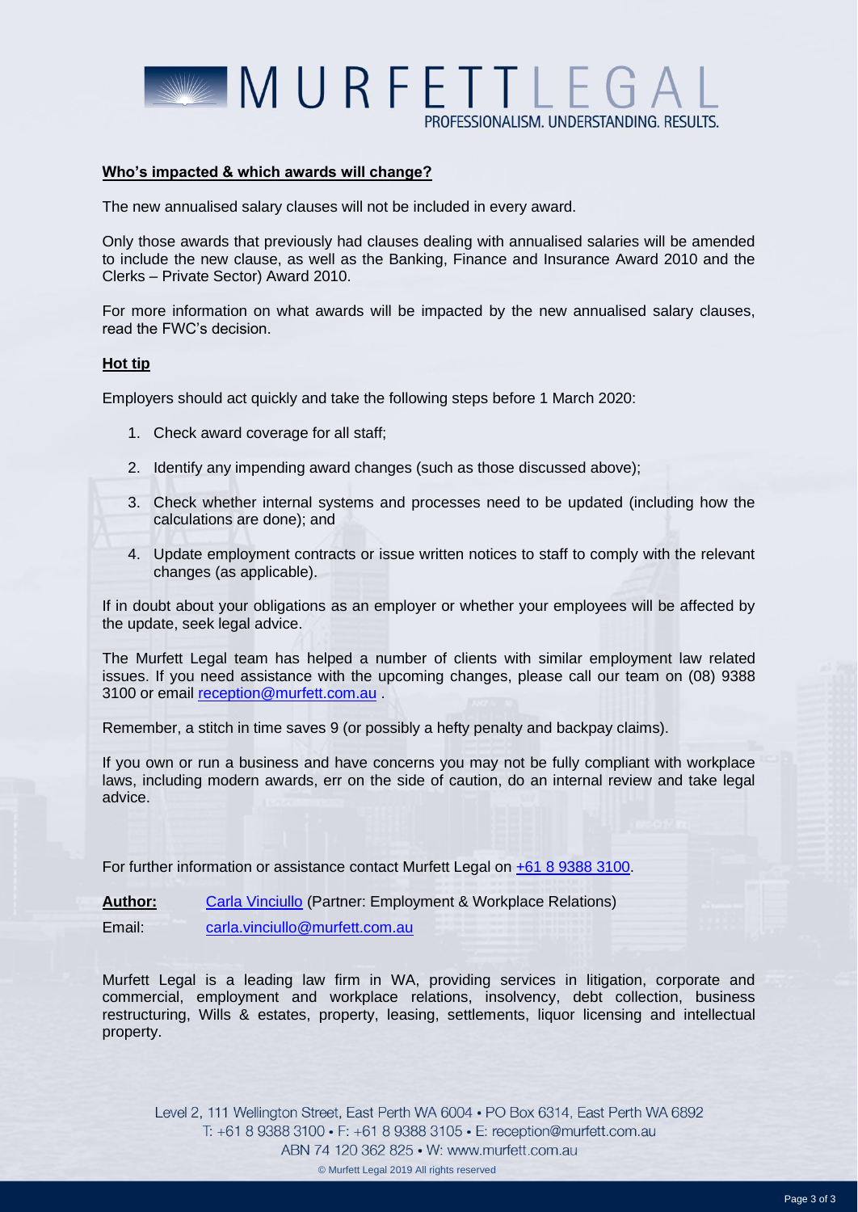**Who's impacted & which awards will change?**

The new annualised salary clauses will not be included in every award.

Only those awards that previously had clauses dealing with annualised salaries will be amended to include the new clause, as well as the Banking, Finance and Insurance Award 2010 and the Clerks – Private Sector) Award 2010.

For more information on what awards will be impacted by the new annualised salary clauses, read the FWC's decision.

**Hot tip**

Employers should act quickly and take the following steps before 1 March 2020:

1. Check award coverage for all staff;
2. Identify any impending award changes (such as those discussed above);
3. Check whether internal systems and processes need to be updated (including how the calculations are done); and
4. Update employment contracts or issue written notices to staff to comply with the relevant changes (as applicable).

If in doubt about your obligations as an employer or whether your employees will be affected by the update, seek legal advice.

The Murfett Legal team has helped a number of clients with similar employment law related issues. If you need assistance with the upcoming changes, please call our team on (08) 9388 3100 or email reception@murfett.com.au .

Remember, a stitch in time saves 9 (or possibly a hefty penalty and backpay claims).

If you own or run a business and have concerns you may not be fully compliant with workplace laws, including modern awards, err on the side of caution, do an internal review and take legal advice.

For further information or assistance contact Murfett Legal on +61 8 9388 3100.

**Author:** Carla Vinciullo (Partner: Employment & Workplace Relations)

Email: carla.vinciullo@murfett.com.au

Murfett Legal is a leading law firm in WA, providing services in litigation, corporate and commercial, employment and workplace relations, insolvency, debt collection, business restructuring, Wills & estates, property, leasing, settlements, liquor licensing and intellectual property.

Level 2, 111 Wellington Street, East Perth WA 6004 • PO Box 6314, East Perth WA 6892
T: +61 8 9388 3100 • F: +61 8 9388 3105 • E: reception@murfett.com.au
ABN 74 120 362 825 • W: www.murfett.com.au

© Murfett Legal 2019 All rights reserved